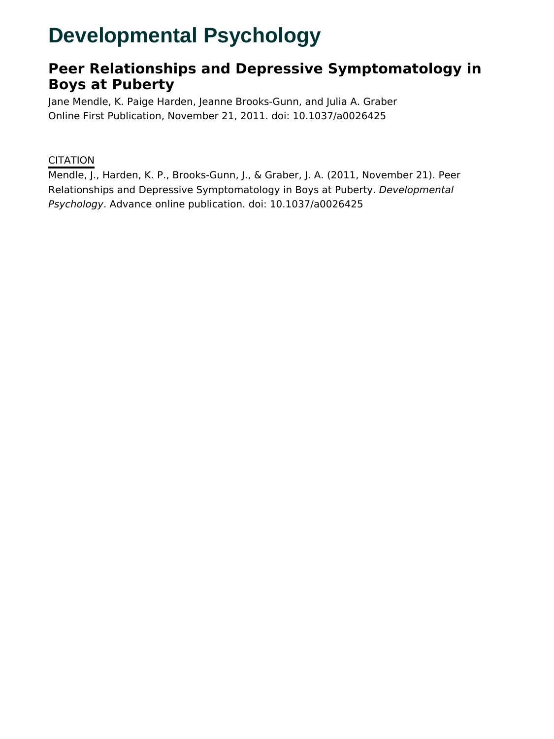# Developmental Psychology

## Peer Relationships and Depressive Symptomatology in Boys at Puberty

Jane Mendle, K. Paige Harden, Jeanne Brooks-Gunn, and Julia A. Graber
Online First Publication, November 21, 2011. doi: 10.1037/a0026425

CITATION

Mendle, J., Harden, K. P., Brooks-Gunn, J., & Graber, J. A. (2011, November 21). Peer Relationships and Depressive Symptomatology in Boys at Puberty. *Developmental Psychology*. Advance online publication. doi: 10.1037/a0026425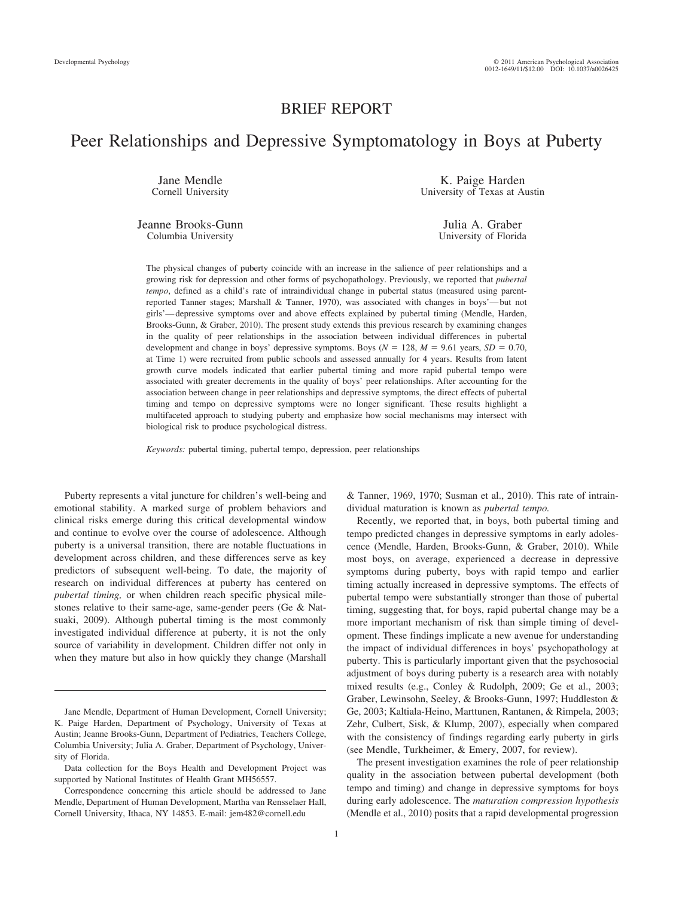BRIEF REPORT

# Peer Relationships and Depressive Symptomatology in Boys at Puberty

Jane Mendle
Cornell University

K. Paige Harden
University of Texas at Austin

Jeanne Brooks-Gunn
Columbia University

Julia A. Graber
University of Florida

The physical changes of puberty coincide with an increase in the salience of peer relationships and a growing risk for depression and other forms of psychopathology. Previously, we reported that *pubertal tempo*, defined as a child's rate of intraindividual change in pubertal status (measured using parent-reported Tanner stages; Marshall & Tanner, 1970), was associated with changes in boys'—but not girls'—depressive symptoms over and above effects explained by pubertal timing (Mendle, Harden, Brooks-Gunn, & Graber, 2010). The present study extends this previous research by examining changes in the quality of peer relationships in the association between individual differences in pubertal development and change in boys' depressive symptoms. Boys ($N = 128$, $M = 9.61$ years, $SD = 0.70$, at Time 1) were recruited from public schools and assessed annually for 4 years. Results from latent growth curve models indicated that earlier pubertal timing and more rapid pubertal tempo were associated with greater decrements in the quality of boys' peer relationships. After accounting for the association between change in peer relationships and depressive symptoms, the direct effects of pubertal timing and tempo on depressive symptoms were no longer significant. These results highlight a multifaceted approach to studying puberty and emphasize how social mechanisms may intersect with biological risk to produce psychological distress.

*Keywords:* pubertal timing, pubertal tempo, depression, peer relationships

Puberty represents a vital juncture for children's well-being and emotional stability. A marked surge of problem behaviors and clinical risks emerge during this critical developmental window and continue to evolve over the course of adolescence. Although puberty is a universal transition, there are notable fluctuations in development across children, and these differences serve as key predictors of subsequent well-being. To date, the majority of research on individual differences at puberty has centered on *pubertal timing,* or when children reach specific physical milestones relative to their same-age, same-gender peers (Ge & Natsuaki, 2009). Although pubertal timing is the most commonly investigated individual difference at puberty, it is not the only source of variability in development. Children differ not only in when they mature but also in how quickly they change (Marshall & Tanner, 1969, 1970; Susman et al., 2010). This rate of intraindividual maturation is known as *pubertal tempo.*

Recently, we reported that, in boys, both pubertal timing and tempo predicted changes in depressive symptoms in early adolescence (Mendle, Harden, Brooks-Gunn, & Graber, 2010). While most boys, on average, experienced a decrease in depressive symptoms during puberty, boys with rapid tempo and earlier timing actually increased in depressive symptoms. The effects of pubertal tempo were substantially stronger than those of pubertal timing, suggesting that, for boys, rapid pubertal change may be a more important mechanism of risk than simple timing of development. These findings implicate a new avenue for understanding the impact of individual differences in boys' psychopathology at puberty. This is particularly important given that the psychosocial adjustment of boys during puberty is a research area with notably mixed results (e.g., Conley & Rudolph, 2009; Ge et al., 2003; Graber, Lewinsohn, Seeley, & Brooks-Gunn, 1997; Huddleston & Ge, 2003; Kaltiala-Heino, Marttunen, Rantanen, & Rimpela, 2003; Zehr, Culbert, Sisk, & Klump, 2007), especially when compared with the consistency of findings regarding early puberty in girls (see Mendle, Turkheimer, & Emery, 2007, for review).

The present investigation examines the role of peer relationship quality in the association between pubertal development (both tempo and timing) and change in depressive symptoms for boys during early adolescence. The *maturation compression hypothesis* (Mendle et al., 2010) posits that a rapid developmental progression

Jane Mendle, Department of Human Development, Cornell University; K. Paige Harden, Department of Psychology, University of Texas at Austin; Jeanne Brooks-Gunn, Department of Pediatrics, Teachers College, Columbia University; Julia A. Graber, Department of Psychology, University of Florida.

Data collection for the Boys Health and Development Project was supported by National Institutes of Health Grant MH56557.

Correspondence concerning this article should be addressed to Jane Mendle, Department of Human Development, Martha van Rensselaer Hall, Cornell University, Ithaca, NY 14853. E-mail: jem482@cornell.edu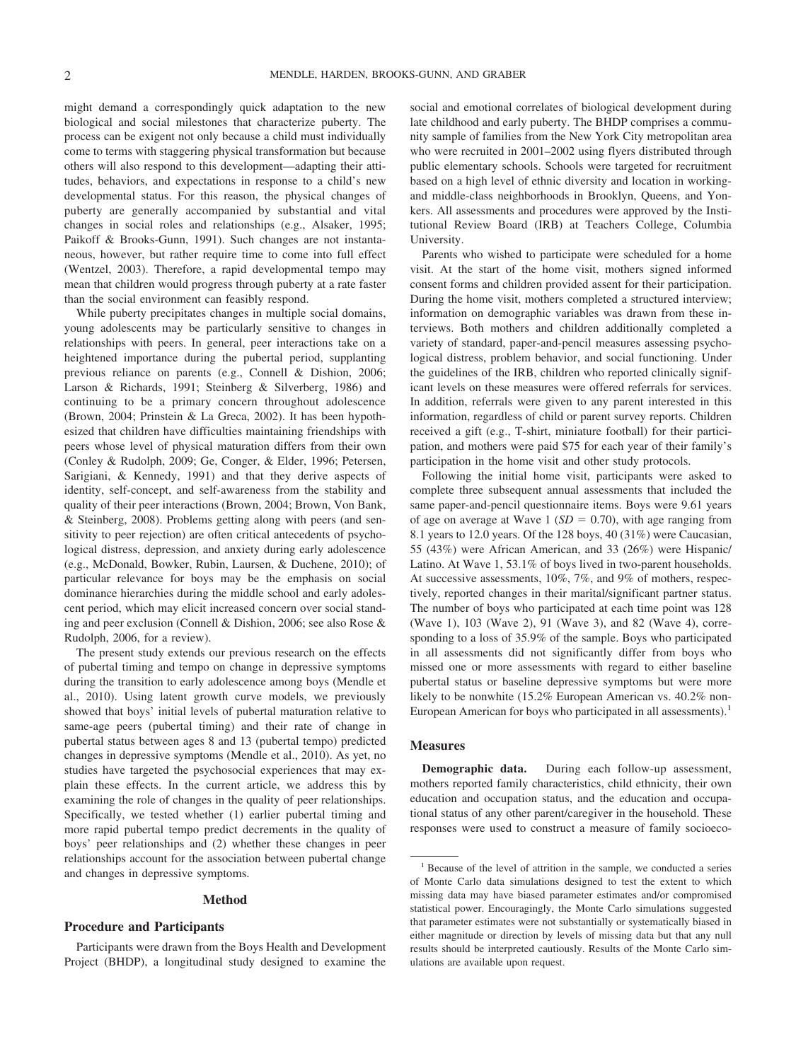might demand a correspondingly quick adaptation to the new biological and social milestones that characterize puberty. The process can be exigent not only because a child must individually come to terms with staggering physical transformation but because others will also respond to this development—adapting their attitudes, behaviors, and expectations in response to a child's new developmental status. For this reason, the physical changes of puberty are generally accompanied by substantial and vital changes in social roles and relationships (e.g., Alsaker, 1995; Paikoff & Brooks-Gunn, 1991). Such changes are not instantaneous, however, but rather require time to come into full effect (Wentzel, 2003). Therefore, a rapid developmental tempo may mean that children would progress through puberty at a rate faster than the social environment can feasibly respond.

While puberty precipitates changes in multiple social domains, young adolescents may be particularly sensitive to changes in relationships with peers. In general, peer interactions take on a heightened importance during the pubertal period, supplanting previous reliance on parents (e.g., Connell & Dishion, 2006; Larson & Richards, 1991; Steinberg & Silverberg, 1986) and continuing to be a primary concern throughout adolescence (Brown, 2004; Prinstein & La Greca, 2002). It has been hypothesized that children have difficulties maintaining friendships with peers whose level of physical maturation differs from their own (Conley & Rudolph, 2009; Ge, Conger, & Elder, 1996; Petersen, Sarigiani, & Kennedy, 1991) and that they derive aspects of identity, self-concept, and self-awareness from the stability and quality of their peer interactions (Brown, 2004; Brown, Von Bank, & Steinberg, 2008). Problems getting along with peers (and sensitivity to peer rejection) are often critical antecedents of psychological distress, depression, and anxiety during early adolescence (e.g., McDonald, Bowker, Rubin, Laursen, & Duchene, 2010); of particular relevance for boys may be the emphasis on social dominance hierarchies during the middle school and early adolescent period, which may elicit increased concern over social standing and peer exclusion (Connell & Dishion, 2006; see also Rose & Rudolph, 2006, for a review).

The present study extends our previous research on the effects of pubertal timing and tempo on change in depressive symptoms during the transition to early adolescence among boys (Mendle et al., 2010). Using latent growth curve models, we previously showed that boys' initial levels of pubertal maturation relative to same-age peers (pubertal timing) and their rate of change in pubertal status between ages 8 and 13 (pubertal tempo) predicted changes in depressive symptoms (Mendle et al., 2010). As yet, no studies have targeted the psychosocial experiences that may explain these effects. In the current article, we address this by examining the role of changes in the quality of peer relationships. Specifically, we tested whether (1) earlier pubertal timing and more rapid pubertal tempo predict decrements in the quality of boys' peer relationships and (2) whether these changes in peer relationships account for the association between pubertal change and changes in depressive symptoms.

## Method

### Procedure and Participants

Participants were drawn from the Boys Health and Development Project (BHDP), a longitudinal study designed to examine the social and emotional correlates of biological development during late childhood and early puberty. The BHDP comprises a community sample of families from the New York City metropolitan area who were recruited in 2001–2002 using flyers distributed through public elementary schools. Schools were targeted for recruitment based on a high level of ethnic diversity and location in working- and middle-class neighborhoods in Brooklyn, Queens, and Yonkers. All assessments and procedures were approved by the Institutional Review Board (IRB) at Teachers College, Columbia University.

Parents who wished to participate were scheduled for a home visit. At the start of the home visit, mothers signed informed consent forms and children provided assent for their participation. During the home visit, mothers completed a structured interview; information on demographic variables was drawn from these interviews. Both mothers and children additionally completed a variety of standard, paper-and-pencil measures assessing psychological distress, problem behavior, and social functioning. Under the guidelines of the IRB, children who reported clinically significant levels on these measures were offered referrals for services. In addition, referrals were given to any parent interested in this information, regardless of child or parent survey reports. Children received a gift (e.g., T-shirt, miniature football) for their participation, and mothers were paid \$75 for each year of their family's participation in the home visit and other study protocols.

Following the initial home visit, participants were asked to complete three subsequent annual assessments that included the same paper-and-pencil questionnaire items. Boys were 9.61 years of age on average at Wave 1 ($SD = 0.70$), with age ranging from 8.1 years to 12.0 years. Of the 128 boys, 40 (31%) were Caucasian, 55 (43%) were African American, and 33 (26%) were Hispanic/Latino. At Wave 1, 53.1% of boys lived in two-parent households. At successive assessments, 10%, 7%, and 9% of mothers, respectively, reported changes in their marital/significant partner status. The number of boys who participated at each time point was 128 (Wave 1), 103 (Wave 2), 91 (Wave 3), and 82 (Wave 4), corresponding to a loss of 35.9% of the sample. Boys who participated in all assessments did not significantly differ from boys who missed one or more assessments with regard to either baseline pubertal status or baseline depressive symptoms but were more likely to be nonwhite (15.2% European American vs. 40.2% non-European American for boys who participated in all assessments).[1]

### Measures

**Demographic data.** During each follow-up assessment, mothers reported family characteristics, child ethnicity, their own education and occupation status, and the education and occupational status of any other parent/caregiver in the household. These responses were used to construct a measure of family socioeco-

[1] Because of the level of attrition in the sample, we conducted a series of Monte Carlo data simulations designed to test the extent to which missing data may have biased parameter estimates and/or compromised statistical power. Encouragingly, the Monte Carlo simulations suggested that parameter estimates were not substantially or systematically biased in either magnitude or direction by levels of missing data but that any null results should be interpreted cautiously. Results of the Monte Carlo simulations are available upon request.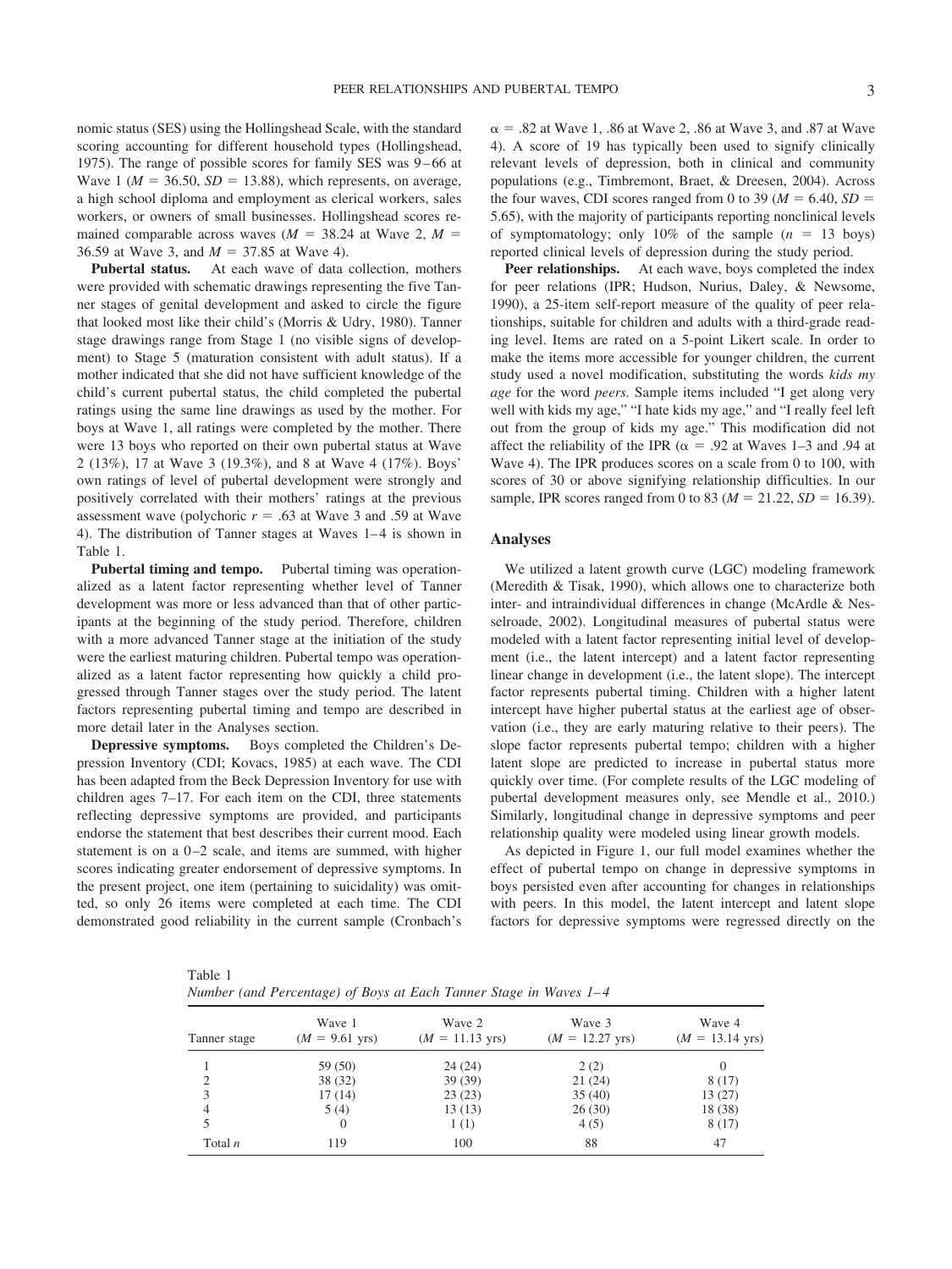nomic status (SES) using the Hollingshead Scale, with the standard scoring accounting for different household types (Hollingshead, 1975). The range of possible scores for family SES was 9–66 at Wave 1 ($M = 36.50$, $SD = 13.88$), which represents, on average, a high school diploma and employment as clerical workers, sales workers, or owners of small businesses. Hollingshead scores remained comparable across waves ($M = 38.24$ at Wave 2, $M = 36.59$ at Wave 3, and $M = 37.85$ at Wave 4).

**Pubertal status.** At each wave of data collection, mothers were provided with schematic drawings representing the five Tanner stages of genital development and asked to circle the figure that looked most like their child's (Morris & Udry, 1980). Tanner stage drawings range from Stage 1 (no visible signs of development) to Stage 5 (maturation consistent with adult status). If a mother indicated that she did not have sufficient knowledge of the child's current pubertal status, the child completed the pubertal ratings using the same line drawings as used by the mother. For boys at Wave 1, all ratings were completed by the mother. There were 13 boys who reported on their own pubertal status at Wave 2 (13%), 17 at Wave 3 (19.3%), and 8 at Wave 4 (17%). Boys' own ratings of level of pubertal development were strongly and positively correlated with their mothers' ratings at the previous assessment wave (polychoric $r = .63$ at Wave 3 and .59 at Wave 4). The distribution of Tanner stages at Waves 1–4 is shown in Table 1.

**Pubertal timing and tempo.** Pubertal timing was operationalized as a latent factor representing whether level of Tanner development was more or less advanced than that of other participants at the beginning of the study period. Therefore, children with a more advanced Tanner stage at the initiation of the study were the earliest maturing children. Pubertal tempo was operationalized as a latent factor representing how quickly a child progressed through Tanner stages over the study period. The latent factors representing pubertal timing and tempo are described in more detail later in the Analyses section.

**Depressive symptoms.** Boys completed the Children's Depression Inventory (CDI; Kovacs, 1985) at each wave. The CDI has been adapted from the Beck Depression Inventory for use with children ages 7–17. For each item on the CDI, three statements reflecting depressive symptoms are provided, and participants endorse the statement that best describes their current mood. Each statement is on a 0–2 scale, and items are summed, with higher scores indicating greater endorsement of depressive symptoms. In the present project, one item (pertaining to suicidality) was omitted, so only 26 items were completed at each time. The CDI demonstrated good reliability in the current sample (Cronbach's $\alpha = .82$ at Wave 1, .86 at Wave 2, .86 at Wave 3, and .87 at Wave 4). A score of 19 has typically been used to signify clinically relevant levels of depression, both in clinical and community populations (e.g., Timbremont, Braet, & Dreesen, 2004). Across the four waves, CDI scores ranged from 0 to 39 ($M = 6.40$, $SD = 5.65$), with the majority of participants reporting nonclinical levels of symptomatology; only 10% of the sample ($n = 13$ boys) reported clinical levels of depression during the study period.

**Peer relationships.** At each wave, boys completed the index for peer relations (IPR; Hudson, Nurius, Daley, & Newsome, 1990), a 25-item self-report measure of the quality of peer relationships, suitable for children and adults with a third-grade reading level. Items are rated on a 5-point Likert scale. In order to make the items more accessible for younger children, the current study used a novel modification, substituting the words *kids my age* for the word *peers.* Sample items included "I get along very well with kids my age," "I hate kids my age," and "I really feel left out from the group of kids my age." This modification did not affect the reliability of the IPR ($\alpha = .92$ at Waves 1–3 and .94 at Wave 4). The IPR produces scores on a scale from 0 to 100, with scores of 30 or above signifying relationship difficulties. In our sample, IPR scores ranged from 0 to 83 ($M = 21.22$, $SD = 16.39$).

## Analyses

We utilized a latent growth curve (LGC) modeling framework (Meredith & Tisak, 1990), which allows one to characterize both inter- and intraindividual differences in change (McArdle & Nesselroade, 2002). Longitudinal measures of pubertal status were modeled with a latent factor representing initial level of development (i.e., the latent intercept) and a latent factor representing linear change in development (i.e., the latent slope). The intercept factor represents pubertal timing. Children with a higher latent intercept have higher pubertal status at the earliest age of observation (i.e., they are early maturing relative to their peers). The slope factor represents pubertal tempo; children with a higher latent slope are predicted to increase in pubertal status more quickly over time. (For complete results of the LGC modeling of pubertal development measures only, see Mendle et al., 2010.) Similarly, longitudinal change in depressive symptoms and peer relationship quality were modeled using linear growth models.

As depicted in Figure 1, our full model examines whether the effect of pubertal tempo on change in depressive symptoms in boys persisted even after accounting for changes in relationships with peers. In this model, the latent intercept and latent slope factors for depressive symptoms were regressed directly on the

Table 1
*Number (and Percentage) of Boys at Each Tanner Stage in Waves 1–4*

| Tanner stage | Wave 1 ($M = 9.61$ yrs) | Wave 2 ($M = 11.13$ yrs) | Wave 3 ($M = 12.27$ yrs) | Wave 4 ($M = 13.14$ yrs) |
|---|---|---|---|---|
| 1 | 59 (50) | 24 (24) | 2 (2) | 0 |
| 2 | 38 (32) | 39 (39) | 21 (24) | 8 (17) |
| 3 | 17 (14) | 23 (23) | 35 (40) | 13 (27) |
| 4 | 5 (4) | 13 (13) | 26 (30) | 18 (38) |
| 5 | 0 | 1 (1) | 4 (5) | 8 (17) |
| Total $n$ | 119 | 100 | 88 | 47 |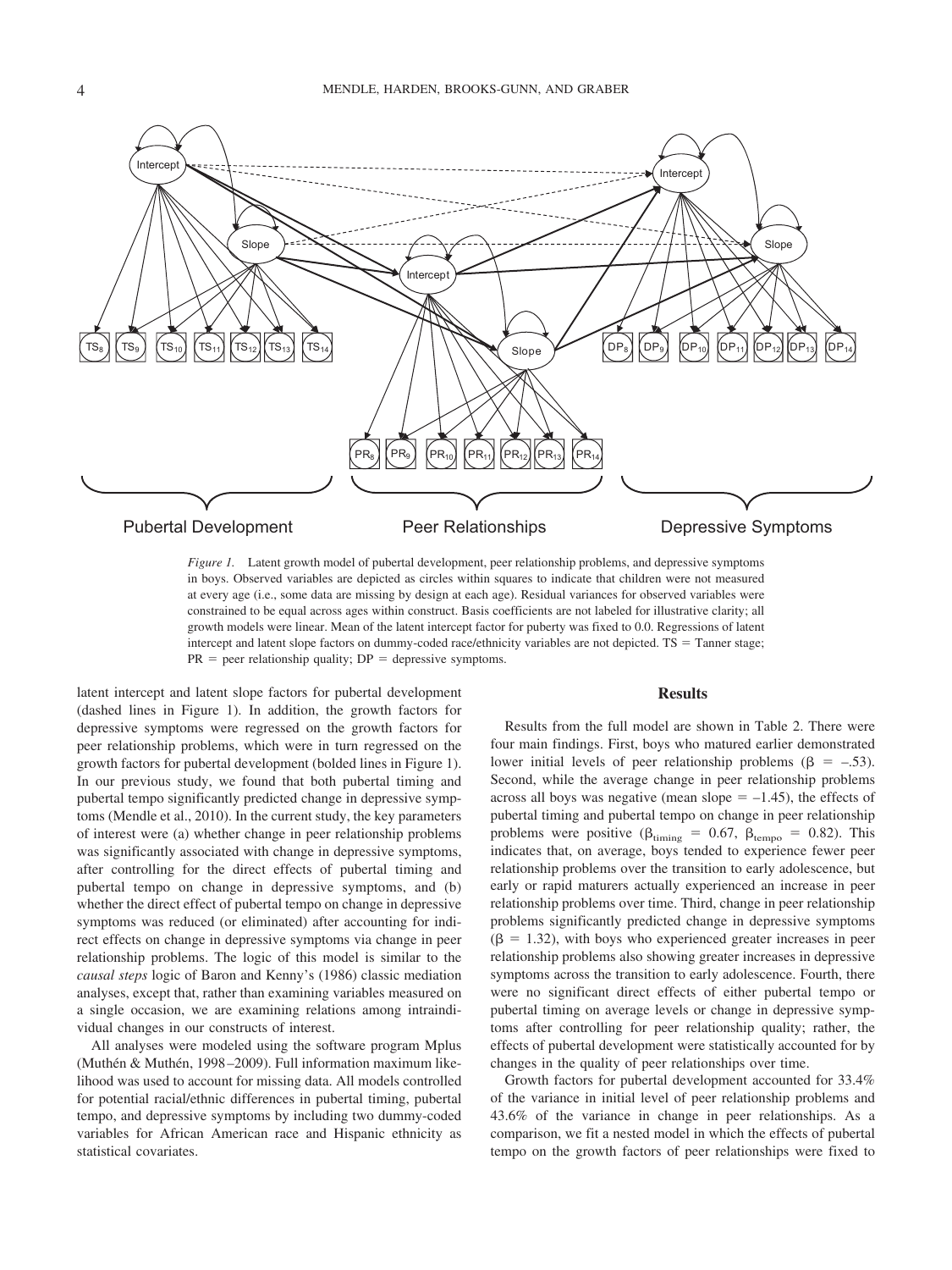*Figure 1.* Latent growth model of pubertal development, peer relationship problems, and depressive symptoms in boys. Observed variables are depicted as circles within squares to indicate that children were not measured at every age (i.e., some data are missing by design at each age). Residual variances for observed variables were constrained to be equal across ages within construct. Basis coefficients are not labeled for illustrative clarity; all growth models were linear. Mean of the latent intercept factor for puberty was fixed to 0.0. Regressions of latent intercept and latent slope factors on dummy-coded race/ethnicity variables are not depicted. TS = Tanner stage; PR = peer relationship quality; DP = depressive symptoms.

latent intercept and latent slope factors for pubertal development (dashed lines in Figure 1). In addition, the growth factors for depressive symptoms were regressed on the growth factors for peer relationship problems, which were in turn regressed on the growth factors for pubertal development (bolded lines in Figure 1). In our previous study, we found that both pubertal timing and pubertal tempo significantly predicted change in depressive symptoms (Mendle et al., 2010). In the current study, the key parameters of interest were (a) whether change in peer relationship problems was significantly associated with change in depressive symptoms, after controlling for the direct effects of pubertal timing and pubertal tempo on change in depressive symptoms, and (b) whether the direct effect of pubertal tempo on change in depressive symptoms was reduced (or eliminated) after accounting for indirect effects on change in depressive symptoms via change in peer relationship problems. The logic of this model is similar to the *causal steps* logic of Baron and Kenny's (1986) classic mediation analyses, except that, rather than examining variables measured on a single occasion, we are examining relations among intraindividual changes in our constructs of interest.

All analyses were modeled using the software program Mplus (Muthén & Muthén, 1998–2009). Full information maximum likelihood was used to account for missing data. All models controlled for potential racial/ethnic differences in pubertal timing, pubertal tempo, and depressive symptoms by including two dummy-coded variables for African American race and Hispanic ethnicity as statistical covariates.

## Results

Results from the full model are shown in Table 2. There were four main findings. First, boys who matured earlier demonstrated lower initial levels of peer relationship problems ($\beta = -.53$). Second, while the average change in peer relationship problems across all boys was negative (mean slope = –1.45), the effects of pubertal timing and pubertal tempo on change in peer relationship problems were positive ($\beta_{\text{timing}} = 0.67$, $\beta_{\text{tempo}} = 0.82$). This indicates that, on average, boys tended to experience fewer peer relationship problems over the transition to early adolescence, but early or rapid maturers actually experienced an increase in peer relationship problems over time. Third, change in peer relationship problems significantly predicted change in depressive symptoms ($\beta = 1.32$), with boys who experienced greater increases in peer relationship problems also showing greater increases in depressive symptoms across the transition to early adolescence. Fourth, there were no significant direct effects of either pubertal tempo or pubertal timing on average levels or change in depressive symptoms after controlling for peer relationship quality; rather, the effects of pubertal development were statistically accounted for by changes in the quality of peer relationships over time.

Growth factors for pubertal development accounted for 33.4% of the variance in initial level of peer relationship problems and 43.6% of the variance in change in peer relationships. As a comparison, we fit a nested model in which the effects of pubertal tempo on the growth factors of peer relationships were fixed to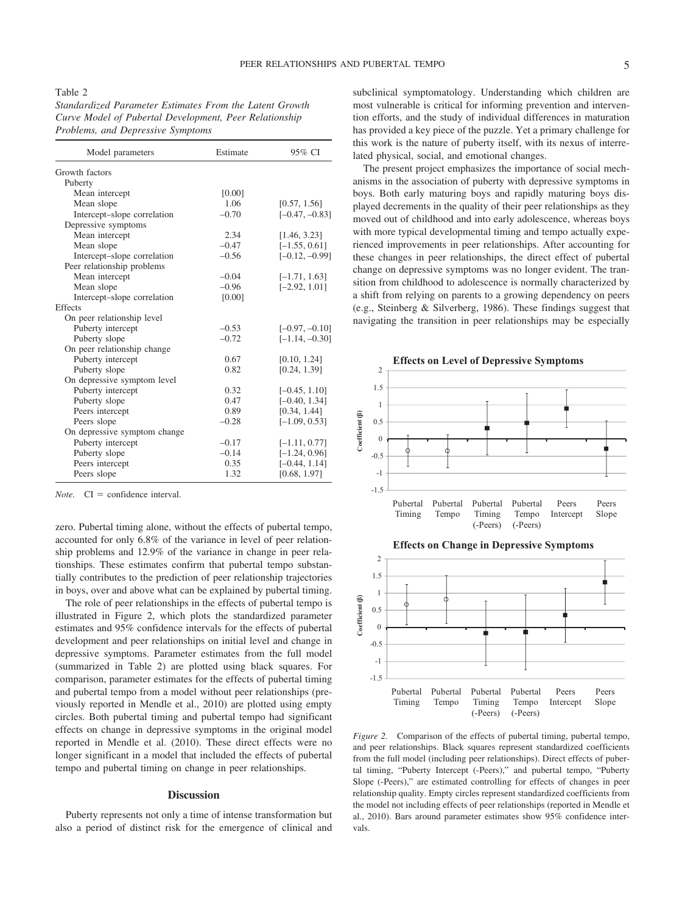Table 2

*Standardized Parameter Estimates From the Latent Growth Curve Model of Pubertal Development, Peer Relationship Problems, and Depressive Symptoms*

| Model parameters | Estimate | 95% CI |
|---|---|---|
| Growth factors | | |
| Puberty | | |
| Mean intercept | [0.00] | |
| Mean slope | 1.06 | [0.57, 1.56] |
| Intercept–slope correlation | –0.70 | [–0.47, –0.83] |
| Depressive symptoms | | |
| Mean intercept | 2.34 | [1.46, 3.23] |
| Mean slope | –0.47 | [–1.55, 0.61] |
| Intercept–slope correlation | –0.56 | [–0.12, –0.99] |
| Peer relationship problems | | |
| Mean intercept | –0.04 | [–1.71, 1.63] |
| Mean slope | –0.96 | [–2.92, 1.01] |
| Intercept–slope correlation | [0.00] | |
| Effects | | |
| On peer relationship level | | |
| Puberty intercept | –0.53 | [–0.97, –0.10] |
| Puberty slope | –0.72 | [–1.14, –0.30] |
| On peer relationship change | | |
| Puberty intercept | 0.67 | [0.10, 1.24] |
| Puberty slope | 0.82 | [0.24, 1.39] |
| On depressive symptom level | | |
| Puberty intercept | 0.32 | [–0.45, 1.10] |
| Puberty slope | 0.47 | [–0.40, 1.34] |
| Peers intercept | 0.89 | [0.34, 1.44] |
| Peers slope | –0.28 | [–1.09, 0.53] |
| On depressive symptom change | | |
| Puberty intercept | –0.17 | [–1.11, 0.77] |
| Puberty slope | –0.14 | [–1.24, 0.96] |
| Peers intercept | 0.35 | [–0.44, 1.14] |
| Peers slope | 1.32 | [0.68, 1.97] |

*Note.* CI = confidence interval.

zero. Pubertal timing alone, without the effects of pubertal tempo, accounted for only 6.8% of the variance in level of peer relationship problems and 12.9% of the variance in change in peer relationships. These estimates confirm that pubertal tempo substantially contributes to the prediction of peer relationship trajectories in boys, over and above what can be explained by pubertal timing.

The role of peer relationships in the effects of pubertal tempo is illustrated in Figure 2, which plots the standardized parameter estimates and 95% confidence intervals for the effects of pubertal development and peer relationships on initial level and change in depressive symptoms. Parameter estimates from the full model (summarized in Table 2) are plotted using black squares. For comparison, parameter estimates for the effects of pubertal timing and pubertal tempo from a model without peer relationships (previously reported in Mendle et al., 2010) are plotted using empty circles. Both pubertal timing and pubertal tempo had significant effects on change in depressive symptoms in the original model reported in Mendle et al. (2010). These direct effects were no longer significant in a model that included the effects of pubertal tempo and pubertal timing on change in peer relationships.

## Discussion

Puberty represents not only a time of intense transformation but also a period of distinct risk for the emergence of clinical and subclinical symptomatology. Understanding which children are most vulnerable is critical for informing prevention and intervention efforts, and the study of individual differences in maturation has provided a key piece of the puzzle. Yet a primary challenge for this work is the nature of puberty itself, with its nexus of interrelated physical, social, and emotional changes.

The present project emphasizes the importance of social mechanisms in the association of puberty with depressive symptoms in boys. Both early maturing boys and rapidly maturing boys displayed decrements in the quality of their peer relationships as they moved out of childhood and into early adolescence, whereas boys with more typical developmental timing and tempo actually experienced improvements in peer relationships. After accounting for these changes in peer relationships, the direct effect of pubertal change on depressive symptoms was no longer evident. The transition from childhood to adolescence is normally characterized by a shift from relying on parents to a growing dependency on peers (e.g., Steinberg & Silverberg, 1986). These findings suggest that navigating the transition in peer relationships may be especially

*Figure 2.* Comparison of the effects of pubertal timing, pubertal tempo, and peer relationships. Black squares represent standardized coefficients from the full model (including peer relationships). Direct effects of pubertal timing, "Puberty Intercept (-Peers)," and pubertal tempo, "Puberty Slope (-Peers)," are estimated controlling for effects of changes in peer relationship quality. Empty circles represent standardized coefficients from the model not including effects of peer relationships (reported in Mendle et al., 2010). Bars around parameter estimates show 95% confidence intervals.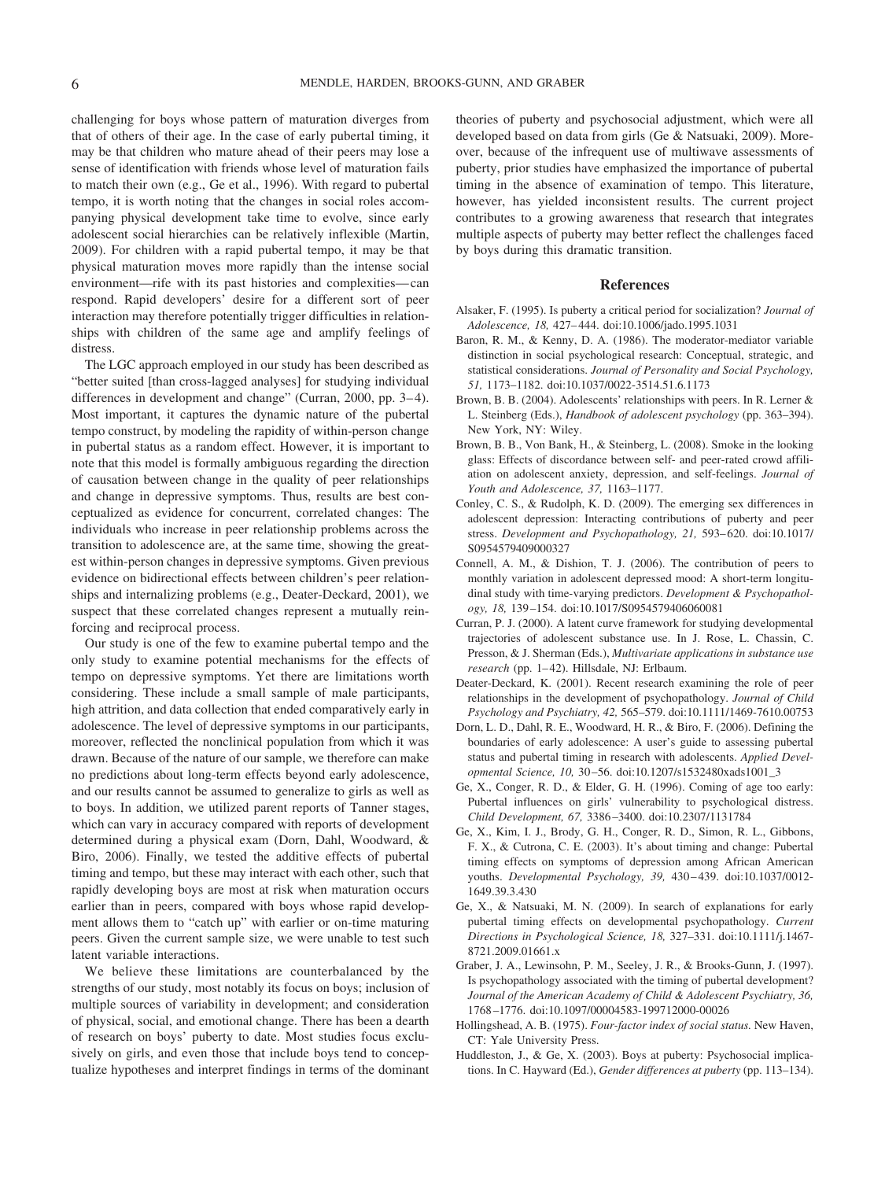challenging for boys whose pattern of maturation diverges from that of others of their age. In the case of early pubertal timing, it may be that children who mature ahead of their peers may lose a sense of identification with friends whose level of maturation fails to match their own (e.g., Ge et al., 1996). With regard to pubertal tempo, it is worth noting that the changes in social roles accompanying physical development take time to evolve, since early adolescent social hierarchies can be relatively inflexible (Martin, 2009). For children with a rapid pubertal tempo, it may be that physical maturation moves more rapidly than the intense social environment—rife with its past histories and complexities—can respond. Rapid developers' desire for a different sort of peer interaction may therefore potentially trigger difficulties in relationships with children of the same age and amplify feelings of distress.

The LGC approach employed in our study has been described as "better suited [than cross-lagged analyses] for studying individual differences in development and change" (Curran, 2000, pp. 3–4). Most important, it captures the dynamic nature of the pubertal tempo construct, by modeling the rapidity of within-person change in pubertal status as a random effect. However, it is important to note that this model is formally ambiguous regarding the direction of causation between change in the quality of peer relationships and change in depressive symptoms. Thus, results are best conceptualized as evidence for concurrent, correlated changes: The individuals who increase in peer relationship problems across the transition to adolescence are, at the same time, showing the greatest within-person changes in depressive symptoms. Given previous evidence on bidirectional effects between children's peer relationships and internalizing problems (e.g., Deater-Deckard, 2001), we suspect that these correlated changes represent a mutually reinforcing and reciprocal process.

Our study is one of the few to examine pubertal tempo and the only study to examine potential mechanisms for the effects of tempo on depressive symptoms. Yet there are limitations worth considering. These include a small sample of male participants, high attrition, and data collection that ended comparatively early in adolescence. The level of depressive symptoms in our participants, moreover, reflected the nonclinical population from which it was drawn. Because of the nature of our sample, we therefore can make no predictions about long-term effects beyond early adolescence, and our results cannot be assumed to generalize to girls as well as to boys. In addition, we utilized parent reports of Tanner stages, which can vary in accuracy compared with reports of development determined during a physical exam (Dorn, Dahl, Woodward, & Biro, 2006). Finally, we tested the additive effects of pubertal timing and tempo, but these may interact with each other, such that rapidly developing boys are most at risk when maturation occurs earlier than in peers, compared with boys whose rapid development allows them to "catch up" with earlier or on-time maturing peers. Given the current sample size, we were unable to test such latent variable interactions.

We believe these limitations are counterbalanced by the strengths of our study, most notably its focus on boys; inclusion of multiple sources of variability in development; and consideration of physical, social, and emotional change. There has been a dearth of research on boys' puberty to date. Most studies focus exclusively on girls, and even those that include boys tend to conceptualize hypotheses and interpret findings in terms of the dominant theories of puberty and psychosocial adjustment, which were all developed based on data from girls (Ge & Natsuaki, 2009). Moreover, because of the infrequent use of multiwave assessments of puberty, prior studies have emphasized the importance of pubertal timing in the absence of examination of tempo. This literature, however, has yielded inconsistent results. The current project contributes to a growing awareness that research that integrates multiple aspects of puberty may better reflect the challenges faced by boys during this dramatic transition.

## References

Alsaker, F. (1995). Is puberty a critical period for socialization? *Journal of Adolescence, 18,* 427–444. doi:10.1006/jado.1995.1031

Baron, R. M., & Kenny, D. A. (1986). The moderator-mediator variable distinction in social psychological research: Conceptual, strategic, and statistical considerations. *Journal of Personality and Social Psychology, 51,* 1173–1182. doi:10.1037/0022-3514.51.6.1173

Brown, B. B. (2004). Adolescents' relationships with peers. In R. Lerner & L. Steinberg (Eds.), *Handbook of adolescent psychology* (pp. 363–394). New York, NY: Wiley.

Brown, B. B., Von Bank, H., & Steinberg, L. (2008). Smoke in the looking glass: Effects of discordance between self- and peer-rated crowd affiliation on adolescent anxiety, depression, and self-feelings. *Journal of Youth and Adolescence, 37,* 1163–1177.

Conley, C. S., & Rudolph, K. D. (2009). The emerging sex differences in adolescent depression: Interacting contributions of puberty and peer stress. *Development and Psychopathology, 21,* 593–620. doi:10.1017/S0954579409000327

Connell, A. M., & Dishion, T. J. (2006). The contribution of peers to monthly variation in adolescent depressed mood: A short-term longitudinal study with time-varying predictors. *Development & Psychopathology, 18,* 139–154. doi:10.1017/S0954579406060081

Curran, P. J. (2000). A latent curve framework for studying developmental trajectories of adolescent substance use. In J. Rose, L. Chassin, C. Presson, & J. Sherman (Eds.), *Multivariate applications in substance use research* (pp. 1–42). Hillsdale, NJ: Erlbaum.

Deater-Deckard, K. (2001). Recent research examining the role of peer relationships in the development of psychopathology. *Journal of Child Psychology and Psychiatry, 42,* 565–579. doi:10.1111/1469-7610.00753

Dorn, L. D., Dahl, R. E., Woodward, H. R., & Biro, F. (2006). Defining the boundaries of early adolescence: A user's guide to assessing pubertal status and pubertal timing in research with adolescents. *Applied Developmental Science, 10,* 30–56. doi:10.1207/s1532480xads1001_3

Ge, X., Conger, R. D., & Elder, G. H. (1996). Coming of age too early: Pubertal influences on girls' vulnerability to psychological distress. *Child Development, 67,* 3386–3400. doi:10.2307/1131784

Ge, X., Kim, I. J., Brody, G. H., Conger, R. D., Simon, R. L., Gibbons, F. X., & Cutrona, C. E. (2003). It's about timing and change: Pubertal timing effects on symptoms of depression among African American youths. *Developmental Psychology, 39,* 430–439. doi:10.1037/0012-1649.39.3.430

Ge, X., & Natsuaki, M. N. (2009). In search of explanations for early pubertal timing effects on developmental psychopathology. *Current Directions in Psychological Science, 18,* 327–331. doi:10.1111/j.1467-8721.2009.01661.x

Graber, J. A., Lewinsohn, P. M., Seeley, J. R., & Brooks-Gunn, J. (1997). Is psychopathology associated with the timing of pubertal development? *Journal of the American Academy of Child & Adolescent Psychiatry, 36,* 1768–1776. doi:10.1097/00004583-199712000-00026

Hollingshead, A. B. (1975). *Four-factor index of social status.* New Haven, CT: Yale University Press.

Huddleston, J., & Ge, X. (2003). Boys at puberty: Psychosocial implications. In C. Hayward (Ed.), *Gender differences at puberty* (pp. 113–134).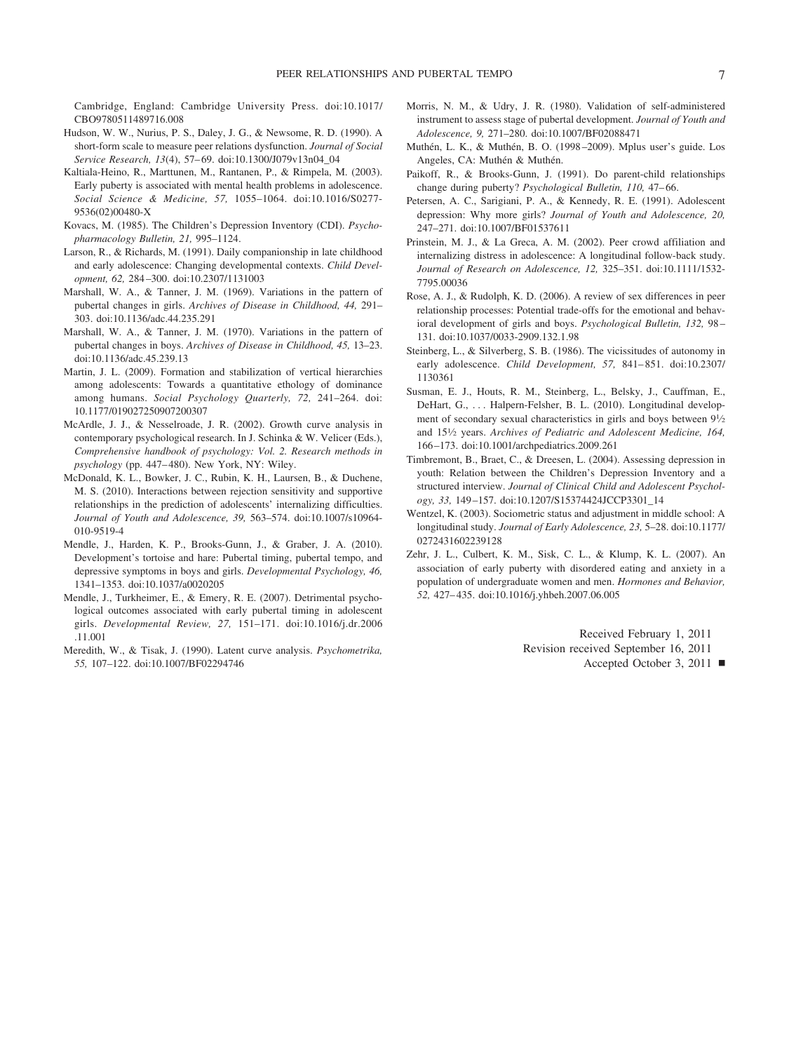Cambridge, England: Cambridge University Press. doi:10.1017/CBO9780511489716.008

Hudson, W. W., Nurius, P. S., Daley, J. G., & Newsome, R. D. (1990). A short-form scale to measure peer relations dysfunction. *Journal of Social Service Research, 13*(4), 57–69. doi:10.1300/J079v13n04_04

Kaltiala-Heino, R., Marttunen, M., Rantanen, P., & Rimpela, M. (2003). Early puberty is associated with mental health problems in adolescence. *Social Science & Medicine, 57,* 1055–1064. doi:10.1016/S0277-9536(02)00480-X

Kovacs, M. (1985). The Children's Depression Inventory (CDI). *Psychopharmacology Bulletin, 21,* 995–1124.

Larson, R., & Richards, M. (1991). Daily companionship in late childhood and early adolescence: Changing developmental contexts. *Child Development, 62,* 284–300. doi:10.2307/1131003

Marshall, W. A., & Tanner, J. M. (1969). Variations in the pattern of pubertal changes in girls. *Archives of Disease in Childhood, 44,* 291–303. doi:10.1136/adc.44.235.291

Marshall, W. A., & Tanner, J. M. (1970). Variations in the pattern of pubertal changes in boys. *Archives of Disease in Childhood, 45,* 13–23. doi:10.1136/adc.45.239.13

Martin, J. L. (2009). Formation and stabilization of vertical hierarchies among adolescents: Towards a quantitative ethology of dominance among humans. *Social Psychology Quarterly, 72,* 241–264. doi:10.1177/019027250907200307

McArdle, J. J., & Nesselroade, J. R. (2002). Growth curve analysis in contemporary psychological research. In J. Schinka & W. Velicer (Eds.), *Comprehensive handbook of psychology: Vol. 2. Research methods in psychology* (pp. 447–480). New York, NY: Wiley.

McDonald, K. L., Bowker, J. C., Rubin, K. H., Laursen, B., & Duchene, M. S. (2010). Interactions between rejection sensitivity and supportive relationships in the prediction of adolescents' internalizing difficulties. *Journal of Youth and Adolescence, 39,* 563–574. doi:10.1007/s10964-010-9519-4

Mendle, J., Harden, K. P., Brooks-Gunn, J., & Graber, J. A. (2010). Development's tortoise and hare: Pubertal timing, pubertal tempo, and depressive symptoms in boys and girls. *Developmental Psychology, 46,* 1341–1353. doi:10.1037/a0020205

Mendle, J., Turkheimer, E., & Emery, R. E. (2007). Detrimental psychological outcomes associated with early pubertal timing in adolescent girls. *Developmental Review, 27,* 151–171. doi:10.1016/j.dr.2006.11.001

Meredith, W., & Tisak, J. (1990). Latent curve analysis. *Psychometrika, 55,* 107–122. doi:10.1007/BF02294746

Morris, N. M., & Udry, J. R. (1980). Validation of self-administered instrument to assess stage of pubertal development. *Journal of Youth and Adolescence, 9,* 271–280. doi:10.1007/BF02088471

Muthén, L. K., & Muthén, B. O. (1998–2009). Mplus user's guide. Los Angeles, CA: Muthén & Muthén.

Paikoff, R., & Brooks-Gunn, J. (1991). Do parent-child relationships change during puberty? *Psychological Bulletin, 110,* 47–66.

Petersen, A. C., Sarigiani, P. A., & Kennedy, R. E. (1991). Adolescent depression: Why more girls? *Journal of Youth and Adolescence, 20,* 247–271. doi:10.1007/BF01537611

Prinstein, M. J., & La Greca, A. M. (2002). Peer crowd affiliation and internalizing distress in adolescence: A longitudinal follow-back study. *Journal of Research on Adolescence, 12,* 325–351. doi:10.1111/1532-7795.00036

Rose, A. J., & Rudolph, K. D. (2006). A review of sex differences in peer relationship processes: Potential trade-offs for the emotional and behavioral development of girls and boys. *Psychological Bulletin, 132,* 98–131. doi:10.1037/0033-2909.132.1.98

Steinberg, L., & Silverberg, S. B. (1986). The vicissitudes of autonomy in early adolescence. *Child Development, 57,* 841–851. doi:10.2307/1130361

Susman, E. J., Houts, R. M., Steinberg, L., Belsky, J., Cauffman, E., DeHart, G., . . . Halpern-Felsher, B. L. (2010). Longitudinal development of secondary sexual characteristics in girls and boys between 9½ and 15½ years. *Archives of Pediatric and Adolescent Medicine, 164,* 166–173. doi:10.1001/archpediatrics.2009.261

Timbremont, B., Braet, C., & Dreesen, L. (2004). Assessing depression in youth: Relation between the Children's Depression Inventory and a structured interview. *Journal of Clinical Child and Adolescent Psychology, 33,* 149–157. doi:10.1207/S15374424JCCP3301_14

Wentzel, K. (2003). Sociometric status and adjustment in middle school: A longitudinal study. *Journal of Early Adolescence, 23,* 5–28. doi:10.1177/0272431602239128

Zehr, J. L., Culbert, K. M., Sisk, C. L., & Klump, K. L. (2007). An association of early puberty with disordered eating and anxiety in a population of undergraduate women and men. *Hormones and Behavior, 52,* 427–435. doi:10.1016/j.yhbeh.2007.06.005

Received February 1, 2011
Revision received September 16, 2011
Accepted October 3, 2011 ■